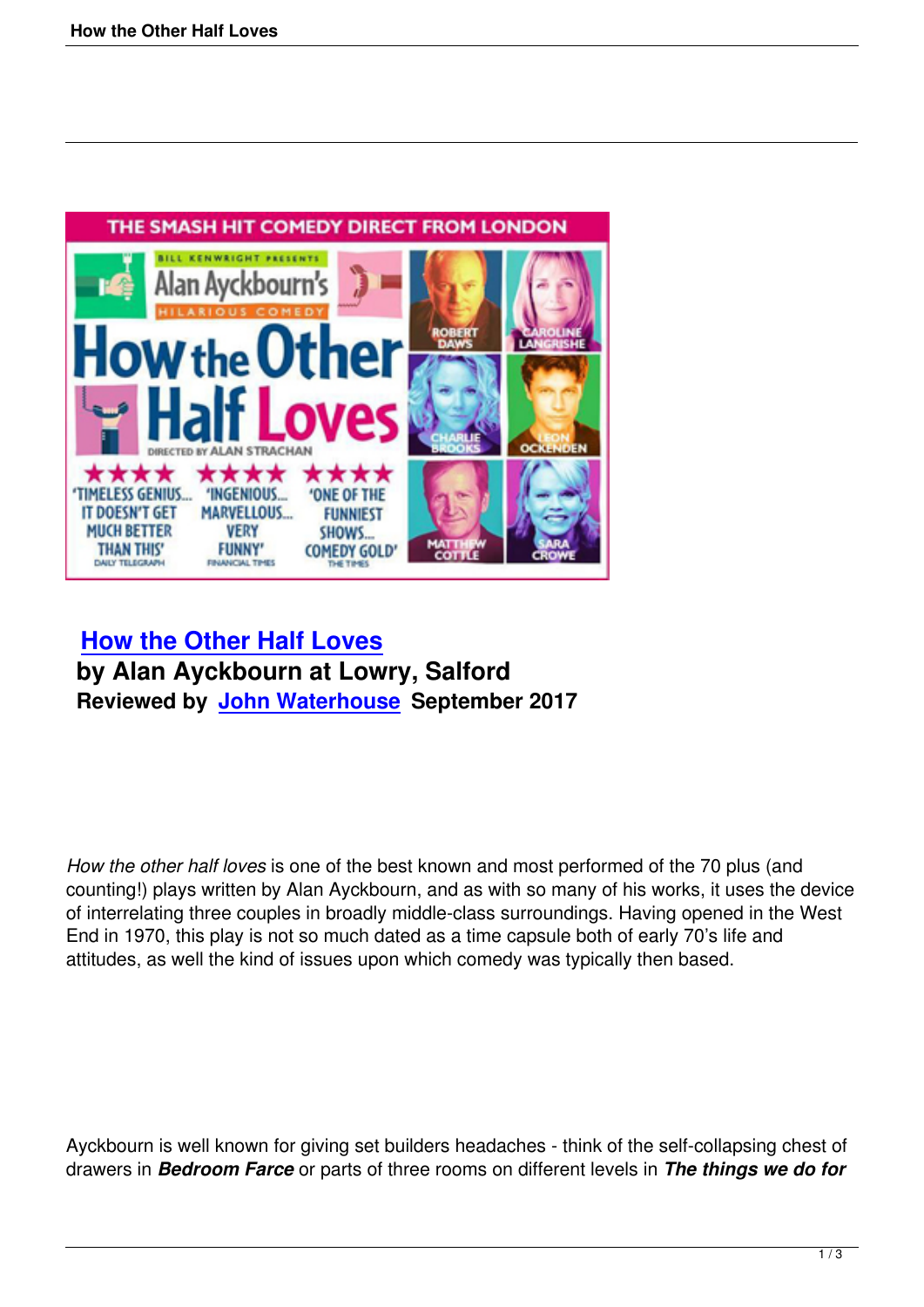# How the Other Half Loves

## by Alan Ayckbourn at Lowry, Salford

**Reviewed by John Waterhouse September 2017**

*How the other half loves* is one of the best known and most performed of the 70 plus (and counting!) plays written by Alan Ayckbourn, and as with so many of his works, it uses the device of interrelating three couples in broadly middle-class surroundings. Having opened in the West End in 1970, this play is not so much dated as a time capsule both of early 70's life and attitudes, as well the kind of issues upon which comedy was typically then based.

Ayckbourn is well known for giving set builders headaches - think of the self-collapsing chest of drawers in ***Bedroom Farce*** or parts of three rooms on different levels in ***The things we do for***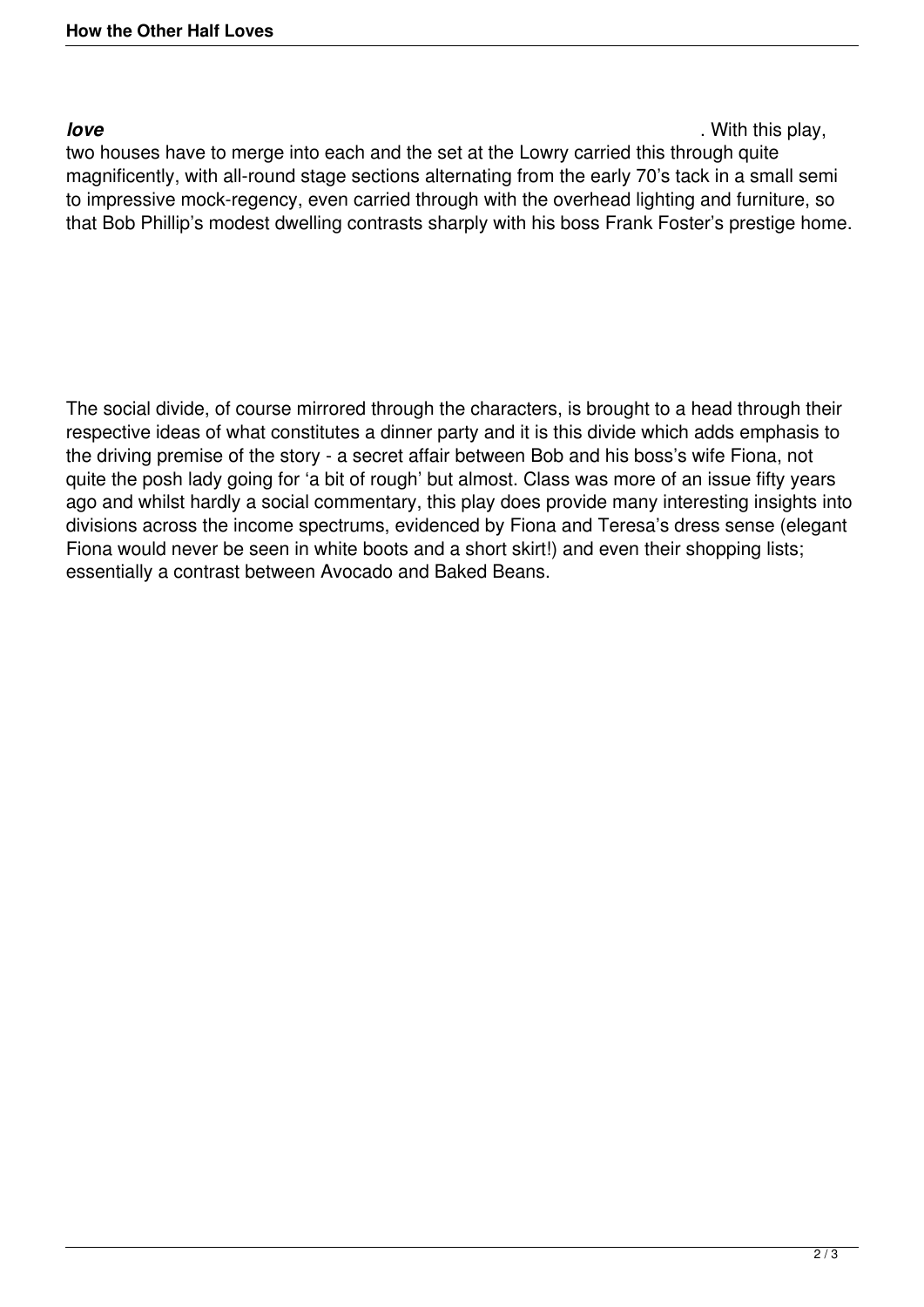***love*** . With this play, two houses have to merge into each and the set at the Lowry carried this through quite magnificently, with all-round stage sections alternating from the early 70's tack in a small semi to impressive mock-regency, even carried through with the overhead lighting and furniture, so that Bob Phillip's modest dwelling contrasts sharply with his boss Frank Foster's prestige home.

The social divide, of course mirrored through the characters, is brought to a head through their respective ideas of what constitutes a dinner party and it is this divide which adds emphasis to the driving premise of the story - a secret affair between Bob and his boss's wife Fiona, not quite the posh lady going for 'a bit of rough' but almost. Class was more of an issue fifty years ago and whilst hardly a social commentary, this play does provide many interesting insights into divisions across the income spectrums, evidenced by Fiona and Teresa's dress sense (elegant Fiona would never be seen in white boots and a short skirt!) and even their shopping lists; essentially a contrast between Avocado and Baked Beans.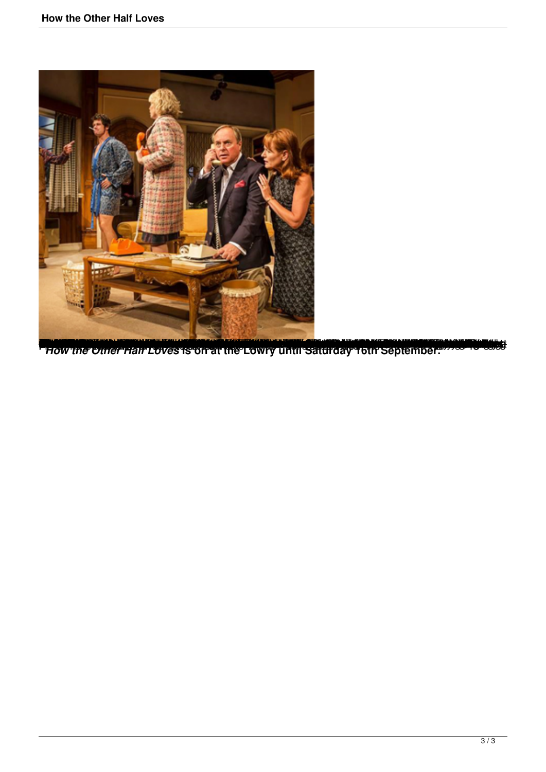*How the Other Half Loves* is on at the Lowry until Saturday 16th September.